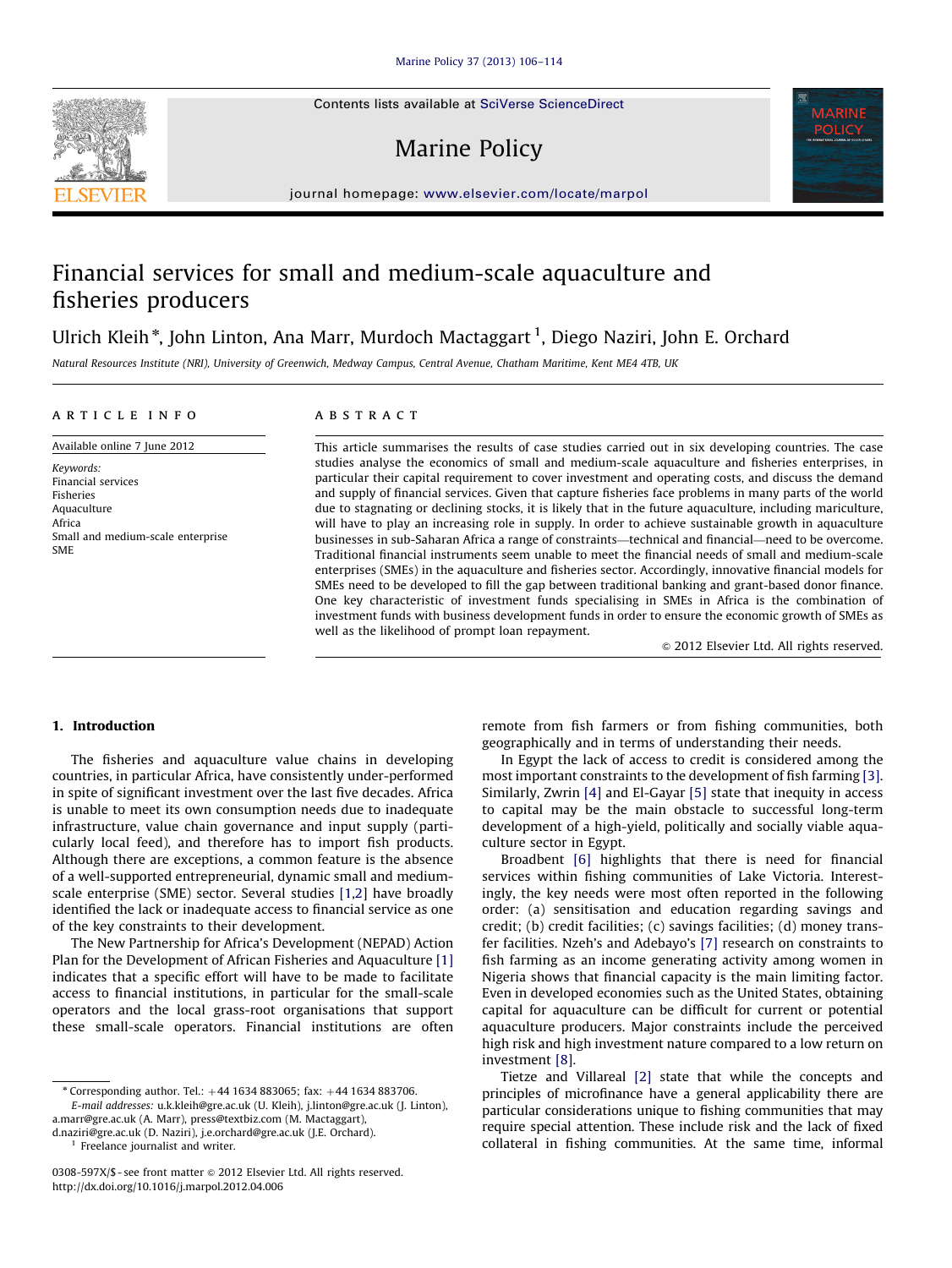# Financial services for small and medium-scale aquaculture and fisheries producers

Ulrich Kleih*, John Linton, Ana Marr, Murdoch Mactaggart[1], Diego Naziri, John E. Orchard

*Natural Resources Institute (NRI), University of Greenwich, Medway Campus, Central Avenue, Chatham Maritime, Kent ME4 4TB, UK*

## ARTICLE INFO

Available online 7 June 2012

*Keywords:*
Financial services
Fisheries
Aquaculture
Africa
Small and medium-scale enterprise
SME

## ABSTRACT

This article summarises the results of case studies carried out in six developing countries. The case studies analyse the economics of small and medium-scale aquaculture and fisheries enterprises, in particular their capital requirement to cover investment and operating costs, and discuss the demand and supply of financial services. Given that capture fisheries face problems in many parts of the world due to stagnating or declining stocks, it is likely that in the future aquaculture, including mariculture, will have to play an increasing role in supply. In order to achieve sustainable growth in aquaculture businesses in sub-Saharan Africa a range of constraints—technical and financial—need to be overcome. Traditional financial instruments seem unable to meet the financial needs of small and medium-scale enterprises (SMEs) in the aquaculture and fisheries sector. Accordingly, innovative financial models for SMEs need to be developed to fill the gap between traditional banking and grant-based donor finance. One key characteristic of investment funds specialising in SMEs in Africa is the combination of investment funds with business development funds in order to ensure the economic growth of SMEs as well as the likelihood of prompt loan repayment.

© 2012 Elsevier Ltd. All rights reserved.

## 1. Introduction

The fisheries and aquaculture value chains in developing countries, in particular Africa, have consistently under-performed in spite of significant investment over the last five decades. Africa is unable to meet its own consumption needs due to inadequate infrastructure, value chain governance and input supply (particularly local feed), and therefore has to import fish products. Although there are exceptions, a common feature is the absence of a well-supported entrepreneurial, dynamic small and medium-scale enterprise (SME) sector. Several studies [1,2] have broadly identified the lack or inadequate access to financial service as one of the key constraints to their development.

The New Partnership for Africa's Development (NEPAD) Action Plan for the Development of African Fisheries and Aquaculture [1] indicates that a specific effort will have to be made to facilitate access to financial institutions, in particular for the small-scale operators and the local grass-root organisations that support these small-scale operators. Financial institutions are often remote from fish farmers or from fishing communities, both geographically and in terms of understanding their needs.

In Egypt the lack of access to credit is considered among the most important constraints to the development of fish farming [3]. Similarly, Zwrin [4] and El-Gayar [5] state that inequity in access to capital may be the main obstacle to successful long-term development of a high-yield, politically and socially viable aquaculture sector in Egypt.

Broadbent [6] highlights that there is need for financial services within fishing communities of Lake Victoria. Interestingly, the key needs were most often reported in the following order: (a) sensitisation and education regarding savings and credit; (b) credit facilities; (c) savings facilities; (d) money transfer facilities. Nzeh's and Adebayo's [7] research on constraints to fish farming as an income generating activity among women in Nigeria shows that financial capacity is the main limiting factor. Even in developed economies such as the United States, obtaining capital for aquaculture can be difficult for current or potential aquaculture producers. Major constraints include the perceived high risk and high investment nature compared to a low return on investment [8].

Tietze and Villareal [2] state that while the concepts and principles of microfinance have a general applicability there are particular considerations unique to fishing communities that may require special attention. These include risk and the lack of fixed collateral in fishing communities. At the same time, informal

---

* Corresponding author. Tel.: +44 1634 883065; fax: +44 1634 883706.
*E-mail addresses:* u.k.kleih@gre.ac.uk (U. Kleih), j.linton@gre.ac.uk (J. Linton), a.marr@gre.ac.uk (A. Marr), press@textbiz.com (M. Mactaggart), d.naziri@gre.ac.uk (D. Naziri), j.e.orchard@gre.ac.uk (J.E. Orchard).

[1] Freelance journalist and writer.

0308-597X/$ - see front matter © 2012 Elsevier Ltd. All rights reserved.
http://dx.doi.org/10.1016/j.marpol.2012.04.006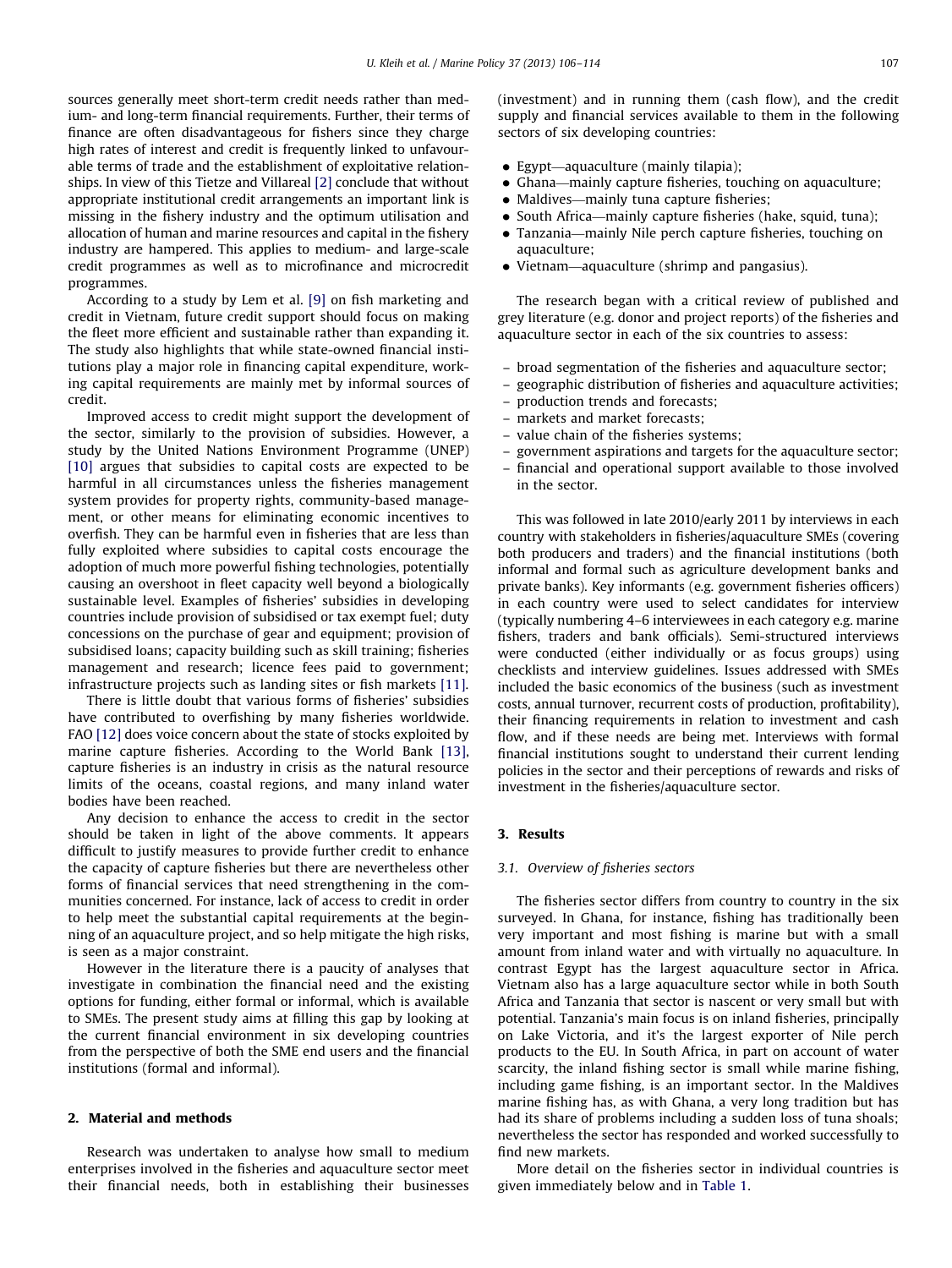sources generally meet short-term credit needs rather than medium- and long-term financial requirements. Further, their terms of finance are often disadvantageous for fishers since they charge high rates of interest and credit is frequently linked to unfavourable terms of trade and the establishment of exploitative relationships. In view of this Tietze and Villareal [2] conclude that without appropriate institutional credit arrangements an important link is missing in the fishery industry and the optimum utilisation and allocation of human and marine resources and capital in the fishery industry are hampered. This applies to medium- and large-scale credit programmes as well as to microfinance and microcredit programmes.

According to a study by Lem et al. [9] on fish marketing and credit in Vietnam, future credit support should focus on making the fleet more efficient and sustainable rather than expanding it. The study also highlights that while state-owned financial institutions play a major role in financing capital expenditure, working capital requirements are mainly met by informal sources of credit.

Improved access to credit might support the development of the sector, similarly to the provision of subsidies. However, a study by the United Nations Environment Programme (UNEP) [10] argues that subsidies to capital costs are expected to be harmful in all circumstances unless the fisheries management system provides for property rights, community-based management, or other means for eliminating economic incentives to overfish. They can be harmful even in fisheries that are less than fully exploited where subsidies to capital costs encourage the adoption of much more powerful fishing technologies, potentially causing an overshoot in fleet capacity well beyond a biologically sustainable level. Examples of fisheries' subsidies in developing countries include provision of subsidised or tax exempt fuel; duty concessions on the purchase of gear and equipment; provision of subsidised loans; capacity building such as skill training; fisheries management and research; licence fees paid to government; infrastructure projects such as landing sites or fish markets [11].

There is little doubt that various forms of fisheries' subsidies have contributed to overfishing by many fisheries worldwide. FAO [12] does voice concern about the state of stocks exploited by marine capture fisheries. According to the World Bank [13], capture fisheries is an industry in crisis as the natural resource limits of the oceans, coastal regions, and many inland water bodies have been reached.

Any decision to enhance the access to credit in the sector should be taken in light of the above comments. It appears difficult to justify measures to provide further credit to enhance the capacity of capture fisheries but there are nevertheless other forms of financial services that need strengthening in the communities concerned. For instance, lack of access to credit in order to help meet the substantial capital requirements at the beginning of an aquaculture project, and so help mitigate the high risks, is seen as a major constraint.

However in the literature there is a paucity of analyses that investigate in combination the financial need and the existing options for funding, either formal or informal, which is available to SMEs. The present study aims at filling this gap by looking at the current financial environment in six developing countries from the perspective of both the SME end users and the financial institutions (formal and informal).

## 2. Material and methods

Research was undertaken to analyse how small to medium enterprises involved in the fisheries and aquaculture sector meet their financial needs, both in establishing their businesses (investment) and in running them (cash flow), and the credit supply and financial services available to them in the following sectors of six developing countries:

- Egypt—aquaculture (mainly tilapia);
- Ghana—mainly capture fisheries, touching on aquaculture;
- Maldives—mainly tuna capture fisheries;
- South Africa—mainly capture fisheries (hake, squid, tuna);
- Tanzania—mainly Nile perch capture fisheries, touching on aquaculture;
- Vietnam—aquaculture (shrimp and pangasius).

The research began with a critical review of published and grey literature (e.g. donor and project reports) of the fisheries and aquaculture sector in each of the six countries to assess:

- broad segmentation of the fisheries and aquaculture sector;
- geographic distribution of fisheries and aquaculture activities;
- production trends and forecasts;
- markets and market forecasts;
- value chain of the fisheries systems;
- government aspirations and targets for the aquaculture sector;
- financial and operational support available to those involved in the sector.

This was followed in late 2010/early 2011 by interviews in each country with stakeholders in fisheries/aquaculture SMEs (covering both producers and traders) and the financial institutions (both informal and formal such as agriculture development banks and private banks). Key informants (e.g. government fisheries officers) in each country were used to select candidates for interview (typically numbering 4–6 interviewees in each category e.g. marine fishers, traders and bank officials). Semi-structured interviews were conducted (either individually or as focus groups) using checklists and interview guidelines. Issues addressed with SMEs included the basic economics of the business (such as investment costs, annual turnover, recurrent costs of production, profitability), their financing requirements in relation to investment and cash flow, and if these needs are being met. Interviews with formal financial institutions sought to understand their current lending policies in the sector and their perceptions of rewards and risks of investment in the fisheries/aquaculture sector.

## 3. Results

### 3.1. Overview of fisheries sectors

The fisheries sector differs from country to country in the six surveyed. In Ghana, for instance, fishing has traditionally been very important and most fishing is marine but with a small amount from inland water and with virtually no aquaculture. In contrast Egypt has the largest aquaculture sector in Africa. Vietnam also has a large aquaculture sector while in both South Africa and Tanzania that sector is nascent or very small but with potential. Tanzania's main focus is on inland fisheries, principally on Lake Victoria, and it's the largest exporter of Nile perch products to the EU. In South Africa, in part on account of water scarcity, the inland fishing sector is small while marine fishing, including game fishing, is an important sector. In the Maldives marine fishing has, as with Ghana, a very long tradition but has had its share of problems including a sudden loss of tuna shoals; nevertheless the sector has responded and worked successfully to find new markets.

More detail on the fisheries sector in individual countries is given immediately below and in Table 1.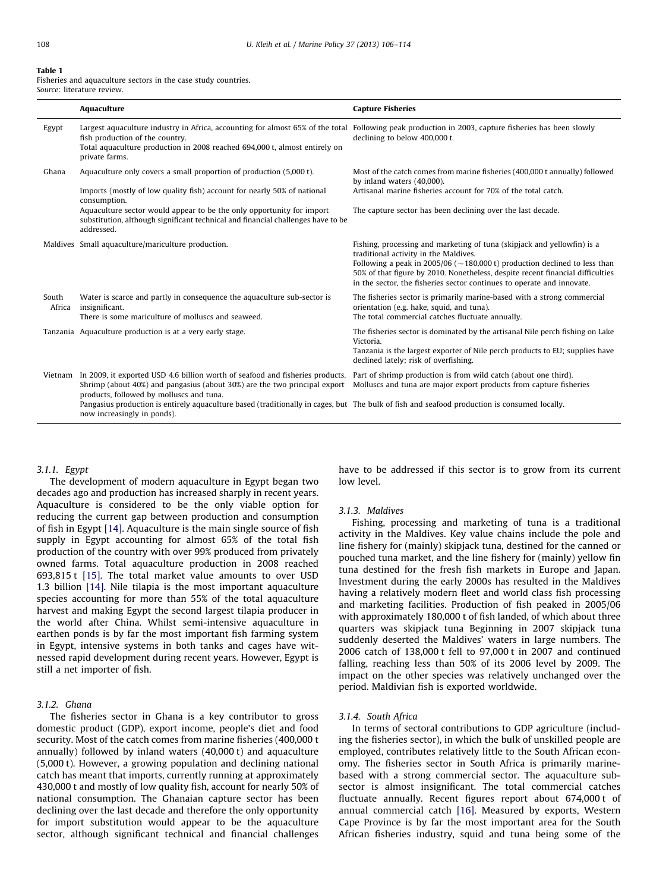**Table 1**
Fisheries and aquaculture sectors in the case study countries.
*Source*: literature review.

| | Aquaculture | Capture Fisheries |
|---|---|---|
| Egypt | Largest aquaculture industry in Africa, accounting for almost 65% of the total fish production of the country.<br>Total aquaculture production in 2008 reached 694,000 t, almost entirely on private farms. | Following peak production in 2003, capture fisheries has been slowly declining to below 400,000 t. |
| Ghana | Aquaculture only covers a small proportion of production (5,000 t).<br>Imports (mostly of low quality fish) account for nearly 50% of national consumption.<br>Aquaculture sector would appear to be the only opportunity for import substitution, although significant technical and financial challenges have to be addressed. | Most of the catch comes from marine fisheries (400,000 t annually) followed by inland waters (40,000).<br>Artisanal marine fisheries account for 70% of the total catch.<br>The capture sector has been declining over the last decade. |
| Maldives | Small aquaculture/mariculture production. | Fishing, processing and marketing of tuna (skipjack and yellowfin) is a traditional activity in the Maldives.<br>Following a peak in 2005/06 (~180,000 t) production declined to less than 50% of that figure by 2010. Nonetheless, despite recent financial difficulties in the sector, the fisheries sector continues to operate and innovate. |
| South Africa | Water is scarce and partly in consequence the aquaculture sub-sector is insignificant.<br>There is some mariculture of molluscs and seaweed. | The fisheries sector is primarily marine-based with a strong commercial orientation (e.g. hake, squid, and tuna).<br>The total commercial catches fluctuate annually. |
| Tanzania | Aquaculture production is at a very early stage. | The fisheries sector is dominated by the artisanal Nile perch fishing on Lake Victoria.<br>Tanzania is the largest exporter of Nile perch products to EU; supplies have declined lately; risk of overfishing. |
| Vietnam | In 2009, it exported USD 4.6 billion worth of seafood and fisheries products. Shrimp (about 40%) and pangasius (about 30%) are the two principal export products, followed by molluscs and tuna.<br>Pangasius production is entirely aquaculture based (traditionally in cages, but now increasingly in ponds). | Part of shrimp production is from wild catch (about one third).<br>Molluscs and tuna are major export products from capture fisheries<br>The bulk of fish and seafood production is consumed locally. |

#### 3.1.1. Egypt

The development of modern aquaculture in Egypt began two decades ago and production has increased sharply in recent years. Aquaculture is considered to be the only viable option for reducing the current gap between production and consumption of fish in Egypt [14]. Aquaculture is the main single source of fish supply in Egypt accounting for almost 65% of the total fish production of the country with over 99% produced from privately owned farms. Total aquaculture production in 2008 reached 693,815 t [15]. The total market value amounts to over USD 1.3 billion [14]. Nile tilapia is the most important aquaculture species accounting for more than 55% of the total aquaculture harvest and making Egypt the second largest tilapia producer in the world after China. Whilst semi-intensive aquaculture in earthen ponds is by far the most important fish farming system in Egypt, intensive systems in both tanks and cages have witnessed rapid development during recent years. However, Egypt is still a net importer of fish.

#### 3.1.2. Ghana

The fisheries sector in Ghana is a key contributor to gross domestic product (GDP), export income, people's diet and food security. Most of the catch comes from marine fisheries (400,000 t annually) followed by inland waters (40,000 t) and aquaculture (5,000 t). However, a growing population and declining national catch has meant that imports, currently running at approximately 430,000 t and mostly of low quality fish, account for nearly 50% of national consumption. The Ghanaian capture sector has been declining over the last decade and therefore the only opportunity for import substitution would appear to be the aquaculture sector, although significant technical and financial challenges have to be addressed if this sector is to grow from its current low level.

#### 3.1.3. Maldives

Fishing, processing and marketing of tuna is a traditional activity in the Maldives. Key value chains include the pole and line fishery for (mainly) skipjack tuna, destined for the canned or pouched tuna market, and the line fishery for (mainly) yellow fin tuna destined for the fresh fish markets in Europe and Japan. Investment during the early 2000s has resulted in the Maldives having a relatively modern fleet and world class fish processing and marketing facilities. Production of fish peaked in 2005/06 with approximately 180,000 t of fish landed, of which about three quarters was skipjack tuna Beginning in 2007 skipjack tuna suddenly deserted the Maldives' waters in large numbers. The 2006 catch of 138,000 t fell to 97,000 t in 2007 and continued falling, reaching less than 50% of its 2006 level by 2009. The impact on the other species was relatively unchanged over the period. Maldivian fish is exported worldwide.

#### 3.1.4. South Africa

In terms of sectoral contributions to GDP agriculture (including the fisheries sector), in which the bulk of unskilled people are employed, contributes relatively little to the South African economy. The fisheries sector in South Africa is primarily marine-based with a strong commercial sector. The aquaculture sub-sector is almost insignificant. The total commercial catches fluctuate annually. Recent figures report about 674,000 t of annual commercial catch [16]. Measured by exports, Western Cape Province is by far the most important area for the South African fisheries industry, squid and tuna being some of the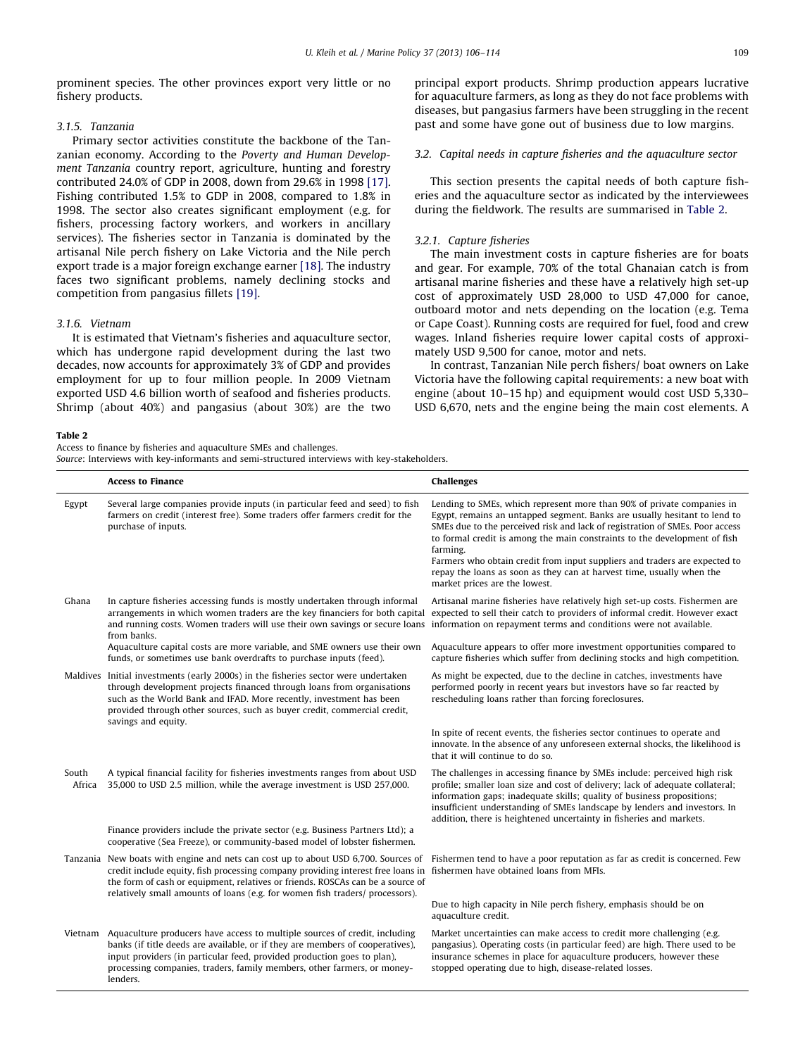prominent species. The other provinces export very little or no fishery products.

#### 3.1.5. Tanzania

Primary sector activities constitute the backbone of the Tanzanian economy. According to the *Poverty and Human Development Tanzania* country report, agriculture, hunting and forestry contributed 24.0% of GDP in 2008, down from 29.6% in 1998 [17]. Fishing contributed 1.5% to GDP in 2008, compared to 1.8% in 1998. The sector also creates significant employment (e.g. for fishers, processing factory workers, and workers in ancillary services). The fisheries sector in Tanzania is dominated by the artisanal Nile perch fishery on Lake Victoria and the Nile perch export trade is a major foreign exchange earner [18]. The industry faces two significant problems, namely declining stocks and competition from pangasius fillets [19].

#### 3.1.6. Vietnam

It is estimated that Vietnam's fisheries and aquaculture sector, which has undergone rapid development during the last two decades, now accounts for approximately 3% of GDP and provides employment for up to four million people. In 2009 Vietnam exported USD 4.6 billion worth of seafood and fisheries products. Shrimp (about 40%) and pangasius (about 30%) are the two principal export products. Shrimp production appears lucrative for aquaculture farmers, as long as they do not face problems with diseases, but pangasius farmers have been struggling in the recent past and some have gone out of business due to low margins.

### 3.2. Capital needs in capture fisheries and the aquaculture sector

This section presents the capital needs of both capture fisheries and the aquaculture sector as indicated by the interviewees during the fieldwork. The results are summarised in Table 2.

#### 3.2.1. Capture fisheries

The main investment costs in capture fisheries are for boats and gear. For example, 70% of the total Ghanaian catch is from artisanal marine fisheries and these have a relatively high set-up cost of approximately USD 28,000 to USD 47,000 for canoe, outboard motor and nets depending on the location (e.g. Tema or Cape Coast). Running costs are required for fuel, food and crew wages. Inland fisheries require lower capital costs of approximately USD 9,500 for canoe, motor and nets.

In contrast, Tanzanian Nile perch fishers/ boat owners on Lake Victoria have the following capital requirements: a new boat with engine (about 10–15 hp) and equipment would cost USD 5,330–USD 6,670, nets and the engine being the main cost elements. A

**Table 2**
Access to finance by fisheries and aquaculture SMEs and challenges.
*Source*: Interviews with key-informants and semi-structured interviews with key-stakeholders.

| | Access to Finance | Challenges |
|---|---|---|
| Egypt | Several large companies provide inputs (in particular feed and seed) to fish farmers on credit (interest free). Some traders offer farmers credit for the purchase of inputs. | Lending to SMEs, which represent more than 90% of private companies in Egypt, remains an untapped segment. Banks are usually hesitant to lend to SMEs due to the perceived risk and lack of registration of SMEs. Poor access to formal credit is among the main constraints to the development of fish farming. Farmers who obtain credit from input suppliers and traders are expected to repay the loans as soon as they can at harvest time, usually when the market prices are the lowest. |
| Ghana | In capture fisheries accessing funds is mostly undertaken through informal arrangements in which women traders are the key financiers for both capital and running costs. Women traders will use their own savings or secure loans from banks. | Artisanal marine fisheries have relatively high set-up costs. Fishermen are expected to sell their catch to providers of informal credit. However exact information on repayment terms and conditions were not available. |
| | Aquaculture capital costs are more variable, and SME owners use their own funds, or sometimes use bank overdrafts to purchase inputs (feed). | Aquaculture appears to offer more investment opportunities compared to capture fisheries which suffer from declining stocks and high competition. |
| Maldives | Initial investments (early 2000s) in the fisheries sector were undertaken through development projects financed through loans from organisations such as the World Bank and IFAD. More recently, investment has been provided through other sources, such as buyer credit, commercial credit, savings and equity. | As might be expected, due to the decline in catches, investments have performed poorly in recent years but investors have so far reacted by rescheduling loans rather than forcing foreclosures. |
| | | In spite of recent events, the fisheries sector continues to operate and innovate. In the absence of any unforeseen external shocks, the likelihood is that it will continue to do so. |
| South Africa | A typical financial facility for fisheries investments ranges from about USD 35,000 to USD 2.5 million, while the average investment is USD 257,000. | The challenges in accessing finance by SMEs include: perceived high risk profile; smaller loan size and cost of delivery; lack of adequate collateral; information gaps; inadequate skills; quality of business propositions; insufficient understanding of SMEs landscape by lenders and investors. In addition, there is heightened uncertainty in fisheries and markets. |
| | Finance providers include the private sector (e.g. Business Partners Ltd); a cooperative (Sea Freeze), or community-based model of lobster fishermen. | |
| Tanzania | New boats with engine and nets can cost up to about USD 6,700. Sources of credit include equity, fish processing company providing interest free loans in the form of cash or equipment, relatives or friends. ROSCAs can be a source of relatively small amounts of loans (e.g. for women fish traders/ processors). | Fishermen tend to have a poor reputation as far as credit is concerned. Few fishermen have obtained loans from MFIs. |
| | | Due to high capacity in Nile perch fishery, emphasis should be on aquaculture credit. |
| Vietnam | Aquaculture producers have access to multiple sources of credit, including banks (if title deeds are available, or if they are members of cooperatives), input providers (in particular feed, provided production goes to plan), processing companies, traders, family members, other farmers, or money-lenders. | Market uncertainties can make access to credit more challenging (e.g. pangasius). Operating costs (in particular feed) are high. There used to be insurance schemes in place for aquaculture producers, however these stopped operating due to high, disease-related losses. |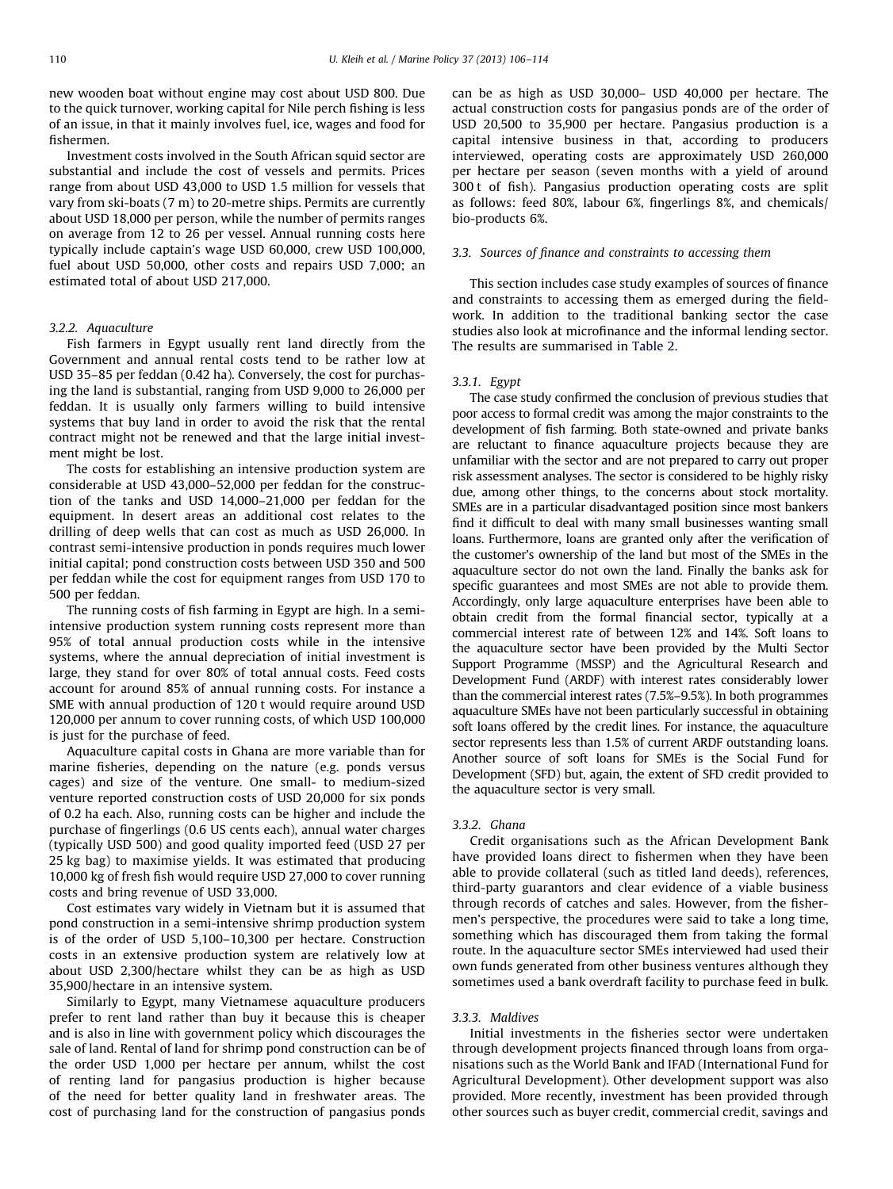new wooden boat without engine may cost about USD 800. Due to the quick turnover, working capital for Nile perch fishing is less of an issue, in that it mainly involves fuel, ice, wages and food for fishermen.

Investment costs involved in the South African squid sector are substantial and include the cost of vessels and permits. Prices range from about USD 43,000 to USD 1.5 million for vessels that vary from ski-boats (7 m) to 20-metre ships. Permits are currently about USD 18,000 per person, while the number of permits ranges on average from 12 to 26 per vessel. Annual running costs here typically include captain's wage USD 60,000, crew USD 100,000, fuel about USD 50,000, other costs and repairs USD 7,000; an estimated total of about USD 217,000.

#### 3.2.2. Aquaculture

Fish farmers in Egypt usually rent land directly from the Government and annual rental costs tend to be rather low at USD 35–85 per feddan (0.42 ha). Conversely, the cost for purchasing the land is substantial, ranging from USD 9,000 to 26,000 per feddan. It is usually only farmers willing to build intensive systems that buy land in order to avoid the risk that the rental contract might not be renewed and that the large initial investment might be lost.

The costs for establishing an intensive production system are considerable at USD 43,000–52,000 per feddan for the construction of the tanks and USD 14,000–21,000 per feddan for the equipment. In desert areas an additional cost relates to the drilling of deep wells that can cost as much as USD 26,000. In contrast semi-intensive production in ponds requires much lower initial capital; pond construction costs between USD 350 and 500 per feddan while the cost for equipment ranges from USD 170 to 500 per feddan.

The running costs of fish farming in Egypt are high. In a semi-intensive production system running costs represent more than 95% of total annual production costs while in the intensive systems, where the annual depreciation of initial investment is large, they stand for over 80% of total annual costs. Feed costs account for around 85% of annual running costs. For instance a SME with annual production of 120 t would require around USD 120,000 per annum to cover running costs, of which USD 100,000 is just for the purchase of feed.

Aquaculture capital costs in Ghana are more variable than for marine fisheries, depending on the nature (e.g. ponds versus cages) and size of the venture. One small- to medium-sized venture reported construction costs of USD 20,000 for six ponds of 0.2 ha each. Also, running costs can be higher and include the purchase of fingerlings (0.6 US cents each), annual water charges (typically USD 500) and good quality imported feed (USD 27 per 25 kg bag) to maximise yields. It was estimated that producing 10,000 kg of fresh fish would require USD 27,000 to cover running costs and bring revenue of USD 33,000.

Cost estimates vary widely in Vietnam but it is assumed that pond construction in a semi-intensive shrimp production system is of the order of USD 5,100–10,300 per hectare. Construction costs in an extensive production system are relatively low at about USD 2,300/hectare whilst they can be as high as USD 35,900/hectare in an intensive system.

Similarly to Egypt, many Vietnamese aquaculture producers prefer to rent land rather than buy it because this is cheaper and is also in line with government policy which discourages the sale of land. Rental of land for shrimp pond construction can be of the order USD 1,000 per hectare per annum, whilst the cost of renting land for pangasius production is higher because of the need for better quality land in freshwater areas. The cost of purchasing land for the construction of pangasius ponds can be as high as USD 30,000– USD 40,000 per hectare. The actual construction costs for pangasius ponds are of the order of USD 20,500 to 35,900 per hectare. Pangasius production is a capital intensive business in that, according to producers interviewed, operating costs are approximately USD 260,000 per hectare per season (seven months with a yield of around 300 t of fish). Pangasius production operating costs are split as follows: feed 80%, labour 6%, fingerlings 8%, and chemicals/bio-products 6%.

### 3.3. Sources of finance and constraints to accessing them

This section includes case study examples of sources of finance and constraints to accessing them as emerged during the fieldwork. In addition to the traditional banking sector the case studies also look at microfinance and the informal lending sector. The results are summarised in Table 2.

#### 3.3.1. Egypt

The case study confirmed the conclusion of previous studies that poor access to formal credit was among the major constraints to the development of fish farming. Both state-owned and private banks are reluctant to finance aquaculture projects because they are unfamiliar with the sector and are not prepared to carry out proper risk assessment analyses. The sector is considered to be highly risky due, among other things, to the concerns about stock mortality. SMEs are in a particular disadvantaged position since most bankers find it difficult to deal with many small businesses wanting small loans. Furthermore, loans are granted only after the verification of the customer's ownership of the land but most of the SMEs in the aquaculture sector do not own the land. Finally the banks ask for specific guarantees and most SMEs are not able to provide them. Accordingly, only large aquaculture enterprises have been able to obtain credit from the formal financial sector, typically at a commercial interest rate of between 12% and 14%. Soft loans to the aquaculture sector have been provided by the Multi Sector Support Programme (MSSP) and the Agricultural Research and Development Fund (ARDF) with interest rates considerably lower than the commercial interest rates (7.5%–9.5%). In both programmes aquaculture SMEs have not been particularly successful in obtaining soft loans offered by the credit lines. For instance, the aquaculture sector represents less than 1.5% of current ARDF outstanding loans. Another source of soft loans for SMEs is the Social Fund for Development (SFD) but, again, the extent of SFD credit provided to the aquaculture sector is very small.

#### 3.3.2. Ghana

Credit organisations such as the African Development Bank have provided loans direct to fishermen when they have been able to provide collateral (such as titled land deeds), references, third-party guarantors and clear evidence of a viable business through records of catches and sales. However, from the fishermen's perspective, the procedures were said to take a long time, something which has discouraged them from taking the formal route. In the aquaculture sector SMEs interviewed had used their own funds generated from other business ventures although they sometimes used a bank overdraft facility to purchase feed in bulk.

#### 3.3.3. Maldives

Initial investments in the fisheries sector were undertaken through development projects financed through loans from organisations such as the World Bank and IFAD (International Fund for Agricultural Development). Other development support was also provided. More recently, investment has been provided through other sources such as buyer credit, commercial credit, savings and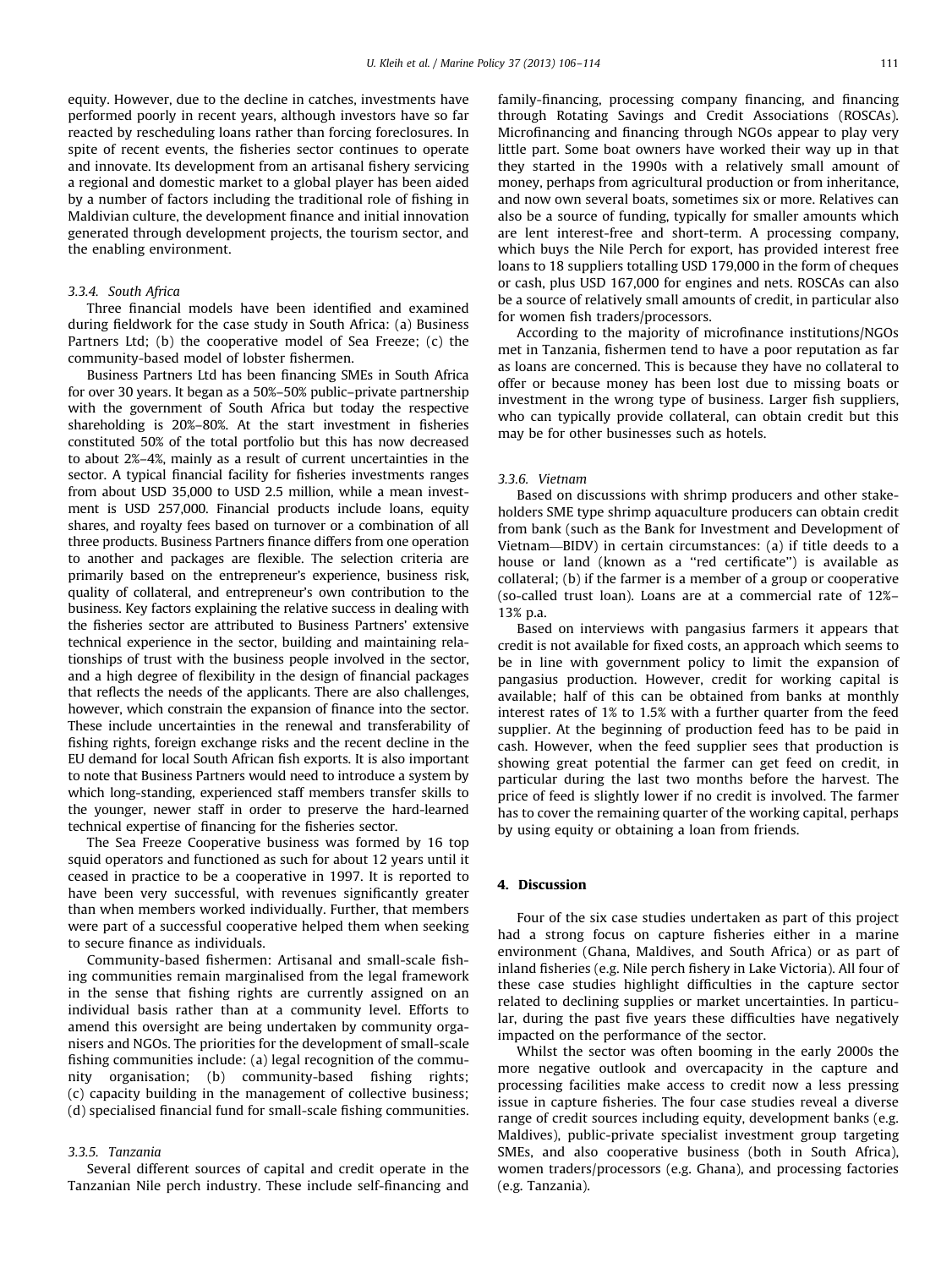equity. However, due to the decline in catches, investments have performed poorly in recent years, although investors have so far reacted by rescheduling loans rather than forcing foreclosures. In spite of recent events, the fisheries sector continues to operate and innovate. Its development from an artisanal fishery servicing a regional and domestic market to a global player has been aided by a number of factors including the traditional role of fishing in Maldivian culture, the development finance and initial innovation generated through development projects, the tourism sector, and the enabling environment.

### 3.3.4. South Africa

Three financial models have been identified and examined during fieldwork for the case study in South Africa: (a) Business Partners Ltd; (b) the cooperative model of Sea Freeze; (c) the community-based model of lobster fishermen.

Business Partners Ltd has been financing SMEs in South Africa for over 30 years. It began as a 50%–50% public–private partnership with the government of South Africa but today the respective shareholding is 20%–80%. At the start investment in fisheries constituted 50% of the total portfolio but this has now decreased to about 2%–4%, mainly as a result of current uncertainties in the sector. A typical financial facility for fisheries investments ranges from about USD 35,000 to USD 2.5 million, while a mean investment is USD 257,000. Financial products include loans, equity shares, and royalty fees based on turnover or a combination of all three products. Business Partners finance differs from one operation to another and packages are flexible. The selection criteria are primarily based on the entrepreneur's experience, business risk, quality of collateral, and entrepreneur's own contribution to the business. Key factors explaining the relative success in dealing with the fisheries sector are attributed to Business Partners' extensive technical experience in the sector, building and maintaining relationships of trust with the business people involved in the sector, and a high degree of flexibility in the design of financial packages that reflects the needs of the applicants. There are also challenges, however, which constrain the expansion of finance into the sector. These include uncertainties in the renewal and transferability of fishing rights, foreign exchange risks and the recent decline in the EU demand for local South African fish exports. It is also important to note that Business Partners would need to introduce a system by which long-standing, experienced staff members transfer skills to the younger, newer staff in order to preserve the hard-learned technical expertise of financing for the fisheries sector.

The Sea Freeze Cooperative business was formed by 16 top squid operators and functioned as such for about 12 years until it ceased in practice to be a cooperative in 1997. It is reported to have been very successful, with revenues significantly greater than when members worked individually. Further, that members were part of a successful cooperative helped them when seeking to secure finance as individuals.

Community-based fishermen: Artisanal and small-scale fishing communities remain marginalised from the legal framework in the sense that fishing rights are currently assigned on an individual basis rather than at a community level. Efforts to amend this oversight are being undertaken by community organisers and NGOs. The priorities for the development of small-scale fishing communities include: (a) legal recognition of the community organisation; (b) community-based fishing rights; (c) capacity building in the management of collective business; (d) specialised financial fund for small-scale fishing communities.

### 3.3.5. Tanzania

Several different sources of capital and credit operate in the Tanzanian Nile perch industry. These include self-financing and family-financing, processing company financing, and financing through Rotating Savings and Credit Associations (ROSCAs). Microfinancing and financing through NGOs appear to play very little part. Some boat owners have worked their way up in that they started in the 1990s with a relatively small amount of money, perhaps from agricultural production or from inheritance, and now own several boats, sometimes six or more. Relatives can also be a source of funding, typically for smaller amounts which are lent interest-free and short-term. A processing company, which buys the Nile Perch for export, has provided interest free loans to 18 suppliers totalling USD 179,000 in the form of cheques or cash, plus USD 167,000 for engines and nets. ROSCAs can also be a source of relatively small amounts of credit, in particular also for women fish traders/processors.

According to the majority of microfinance institutions/NGOs met in Tanzania, fishermen tend to have a poor reputation as far as loans are concerned. This is because they have no collateral to offer or because money has been lost due to missing boats or investment in the wrong type of business. Larger fish suppliers, who can typically provide collateral, can obtain credit but this may be for other businesses such as hotels.

### 3.3.6. Vietnam

Based on discussions with shrimp producers and other stakeholders SME type shrimp aquaculture producers can obtain credit from bank (such as the Bank for Investment and Development of Vietnam—BIDV) in certain circumstances: (a) if title deeds to a house or land (known as a "red certificate") is available as collateral; (b) if the farmer is a member of a group or cooperative (so-called trust loan). Loans are at a commercial rate of 12%–13% p.a.

Based on interviews with pangasius farmers it appears that credit is not available for fixed costs, an approach which seems to be in line with government policy to limit the expansion of pangasius production. However, credit for working capital is available; half of this can be obtained from banks at monthly interest rates of 1% to 1.5% with a further quarter from the feed supplier. At the beginning of production feed has to be paid in cash. However, when the feed supplier sees that production is showing great potential the farmer can get feed on credit, in particular during the last two months before the harvest. The price of feed is slightly lower if no credit is involved. The farmer has to cover the remaining quarter of the working capital, perhaps by using equity or obtaining a loan from friends.

## 4. Discussion

Four of the six case studies undertaken as part of this project had a strong focus on capture fisheries either in a marine environment (Ghana, Maldives, and South Africa) or as part of inland fisheries (e.g. Nile perch fishery in Lake Victoria). All four of these case studies highlight difficulties in the capture sector related to declining supplies or market uncertainties. In particular, during the past five years these difficulties have negatively impacted on the performance of the sector.

Whilst the sector was often booming in the early 2000s the more negative outlook and overcapacity in the capture and processing facilities make access to credit now a less pressing issue in capture fisheries. The four case studies reveal a diverse range of credit sources including equity, development banks (e.g. Maldives), public-private specialist investment group targeting SMEs, and also cooperative business (both in South Africa), women traders/processors (e.g. Ghana), and processing factories (e.g. Tanzania).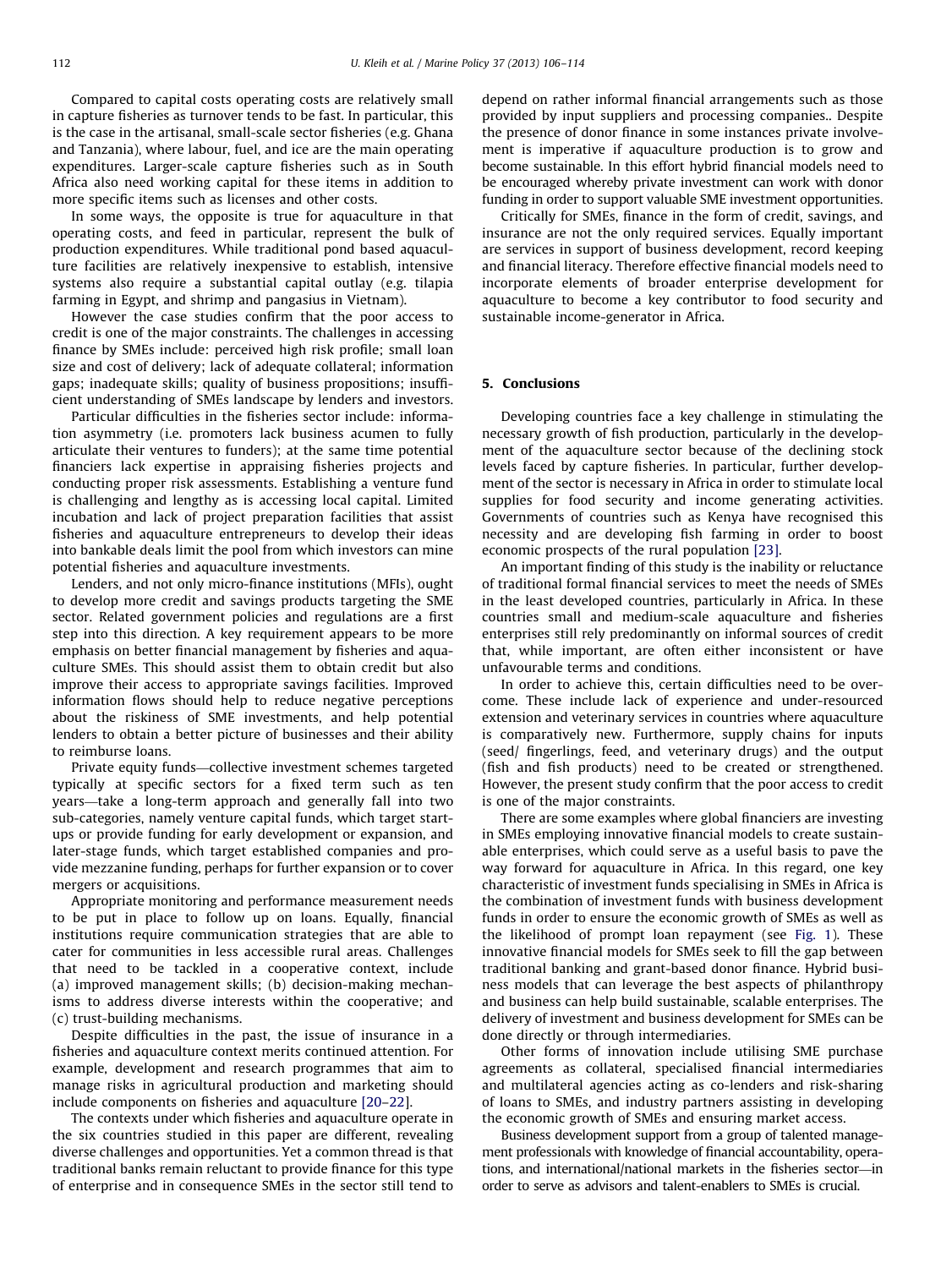Compared to capital costs operating costs are relatively small in capture fisheries as turnover tends to be fast. In particular, this is the case in the artisanal, small-scale sector fisheries (e.g. Ghana and Tanzania), where labour, fuel, and ice are the main operating expenditures. Larger-scale capture fisheries such as in South Africa also need working capital for these items in addition to more specific items such as licenses and other costs.

In some ways, the opposite is true for aquaculture in that operating costs, and feed in particular, represent the bulk of production expenditures. While traditional pond based aquaculture facilities are relatively inexpensive to establish, intensive systems also require a substantial capital outlay (e.g. tilapia farming in Egypt, and shrimp and pangasius in Vietnam).

However the case studies confirm that the poor access to credit is one of the major constraints. The challenges in accessing finance by SMEs include: perceived high risk profile; small loan size and cost of delivery; lack of adequate collateral; information gaps; inadequate skills; quality of business propositions; insufficient understanding of SMEs landscape by lenders and investors.

Particular difficulties in the fisheries sector include: information asymmetry (i.e. promoters lack business acumen to fully articulate their ventures to funders); at the same time potential financiers lack expertise in appraising fisheries projects and conducting proper risk assessments. Establishing a venture fund is challenging and lengthy as is accessing local capital. Limited incubation and lack of project preparation facilities that assist fisheries and aquaculture entrepreneurs to develop their ideas into bankable deals limit the pool from which investors can mine potential fisheries and aquaculture investments.

Lenders, and not only micro-finance institutions (MFIs), ought to develop more credit and savings products targeting the SME sector. Related government policies and regulations are a first step into this direction. A key requirement appears to be more emphasis on better financial management by fisheries and aquaculture SMEs. This should assist them to obtain credit but also improve their access to appropriate savings facilities. Improved information flows should help to reduce negative perceptions about the riskiness of SME investments, and help potential lenders to obtain a better picture of businesses and their ability to reimburse loans.

Private equity funds—collective investment schemes targeted typically at specific sectors for a fixed term such as ten years—take a long-term approach and generally fall into two sub-categories, namely venture capital funds, which target start-ups or provide funding for early development or expansion, and later-stage funds, which target established companies and provide mezzanine funding, perhaps for further expansion or to cover mergers or acquisitions.

Appropriate monitoring and performance measurement needs to be put in place to follow up on loans. Equally, financial institutions require communication strategies that are able to cater for communities in less accessible rural areas. Challenges that need to be tackled in a cooperative context, include (a) improved management skills; (b) decision-making mechanisms to address diverse interests within the cooperative; and (c) trust-building mechanisms.

Despite difficulties in the past, the issue of insurance in a fisheries and aquaculture context merits continued attention. For example, development and research programmes that aim to manage risks in agricultural production and marketing should include components on fisheries and aquaculture [20–22].

The contexts under which fisheries and aquaculture operate in the six countries studied in this paper are different, revealing diverse challenges and opportunities. Yet a common thread is that traditional banks remain reluctant to provide finance for this type of enterprise and in consequence SMEs in the sector still tend to depend on rather informal financial arrangements such as those provided by input suppliers and processing companies.. Despite the presence of donor finance in some instances private involvement is imperative if aquaculture production is to grow and become sustainable. In this effort hybrid financial models need to be encouraged whereby private investment can work with donor funding in order to support valuable SME investment opportunities.

Critically for SMEs, finance in the form of credit, savings, and insurance are not the only required services. Equally important are services in support of business development, record keeping and financial literacy. Therefore effective financial models need to incorporate elements of broader enterprise development for aquaculture to become a key contributor to food security and sustainable income-generator in Africa.

## 5. Conclusions

Developing countries face a key challenge in stimulating the necessary growth of fish production, particularly in the development of the aquaculture sector because of the declining stock levels faced by capture fisheries. In particular, further development of the sector is necessary in Africa in order to stimulate local supplies for food security and income generating activities. Governments of countries such as Kenya have recognised this necessity and are developing fish farming in order to boost economic prospects of the rural population [23].

An important finding of this study is the inability or reluctance of traditional formal financial services to meet the needs of SMEs in the least developed countries, particularly in Africa. In these countries small and medium-scale aquaculture and fisheries enterprises still rely predominantly on informal sources of credit that, while important, are often either inconsistent or have unfavourable terms and conditions.

In order to achieve this, certain difficulties need to be overcome. These include lack of experience and under-resourced extension and veterinary services in countries where aquaculture is comparatively new. Furthermore, supply chains for inputs (seed/ fingerlings, feed, and veterinary drugs) and the output (fish and fish products) need to be created or strengthened. However, the present study confirm that the poor access to credit is one of the major constraints.

There are some examples where global financiers are investing in SMEs employing innovative financial models to create sustainable enterprises, which could serve as a useful basis to pave the way forward for aquaculture in Africa. In this regard, one key characteristic of investment funds specialising in SMEs in Africa is the combination of investment funds with business development funds in order to ensure the economic growth of SMEs as well as the likelihood of prompt loan repayment (see Fig. 1). These innovative financial models for SMEs seek to fill the gap between traditional banking and grant-based donor finance. Hybrid business models that can leverage the best aspects of philanthropy and business can help build sustainable, scalable enterprises. The delivery of investment and business development for SMEs can be done directly or through intermediaries.

Other forms of innovation include utilising SME purchase agreements as collateral, specialised financial intermediaries and multilateral agencies acting as co-lenders and risk-sharing of loans to SMEs, and industry partners assisting in developing the economic growth of SMEs and ensuring market access.

Business development support from a group of talented management professionals with knowledge of financial accountability, operations, and international/national markets in the fisheries sector—in order to serve as advisors and talent-enablers to SMEs is crucial.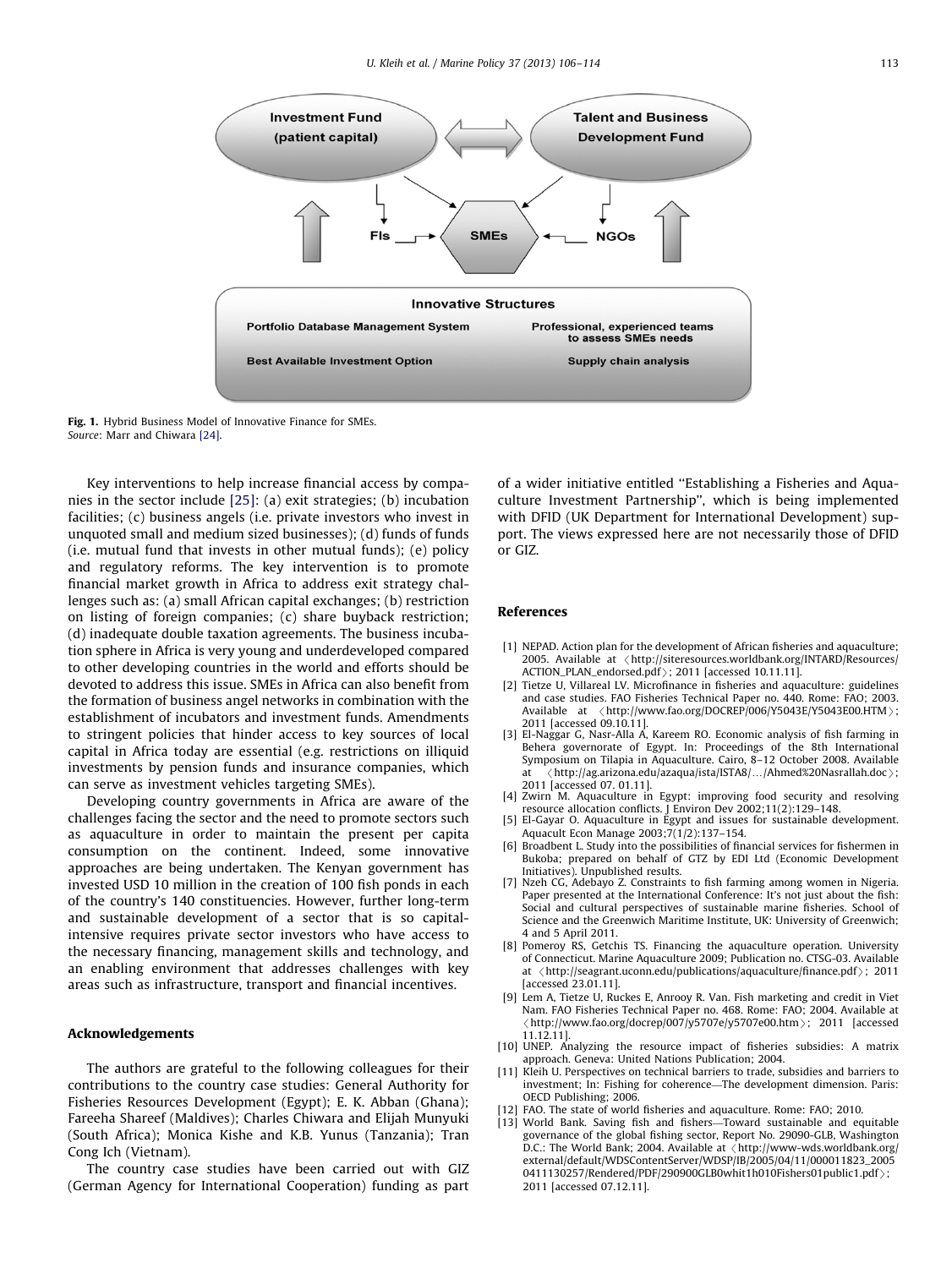Investment Fund (patient capital)

Talent and Business Development Fund

FIs — SMEs — NGOs

Innovative Structures

Portfolio Database Management System

Professional, experienced teams to assess SMEs needs

Best Available Investment Option

Supply chain analysis

**Fig. 1.** Hybrid Business Model of Innovative Finance for SMEs.
*Source*: Marr and Chiwara [24].

Key interventions to help increase financial access by companies in the sector include [25]: (a) exit strategies; (b) incubation facilities; (c) business angels (i.e. private investors who invest in unquoted small and medium sized businesses); (d) funds of funds (i.e. mutual fund that invests in other mutual funds); (e) policy and regulatory reforms. The key intervention is to promote financial market growth in Africa to address exit strategy challenges such as: (a) small African capital exchanges; (b) restriction on listing of foreign companies; (c) share buyback restriction; (d) inadequate double taxation agreements. The business incubation sphere in Africa is very young and underdeveloped compared to other developing countries in the world and efforts should be devoted to address this issue. SMEs in Africa can also benefit from the formation of business angel networks in combination with the establishment of incubators and investment funds. Amendments to stringent policies that hinder access to key sources of local capital in Africa today are essential (e.g. restrictions on illiquid investments by pension funds and insurance companies, which can serve as investment vehicles targeting SMEs).

Developing country governments in Africa are aware of the challenges facing the sector and the need to promote sectors such as aquaculture in order to maintain the present per capita consumption on the continent. Indeed, some innovative approaches are being undertaken. The Kenyan government has invested USD 10 million in the creation of 100 fish ponds in each of the country's 140 constituencies. However, further long-term and sustainable development of a sector that is so capital-intensive requires private sector investors who have access to the necessary financing, management skills and technology, and an enabling environment that addresses challenges with key areas such as infrastructure, transport and financial incentives.

## Acknowledgements

The authors are grateful to the following colleagues for their contributions to the country case studies: General Authority for Fisheries Resources Development (Egypt); E. K. Abban (Ghana); Fareeha Shareef (Maldives); Charles Chiwara and Elijah Munyuki (South Africa); Monica Kishe and K.B. Yunus (Tanzania); Tran Cong Ich (Vietnam).

The country case studies have been carried out with GIZ (German Agency for International Cooperation) funding as part of a wider initiative entitled ''Establishing a Fisheries and Aquaculture Investment Partnership'', which is being implemented with DFID (UK Department for International Development) support. The views expressed here are not necessarily those of DFID or GIZ.

## References

[1] NEPAD. Action plan for the development of African fisheries and aquaculture; 2005. Available at 〈http://siteresources.worldbank.org/INTARD/Resources/ACTION_PLAN_endorsed.pdf〉; 2011 [accessed 10.11.11].

[2] Tietze U, Villareal LV. Microfinance in fisheries and aquaculture: guidelines and case studies. FAO Fisheries Technical Paper no. 440. Rome: FAO; 2003. Available at 〈http://www.fao.org/DOCREP/006/Y5043E/Y5043E00.HTM〉; 2011 [accessed 09.10.11].

[3] El-Naggar G, Nasr-Alla A, Kareem RO. Economic analysis of fish farming in Behera governorate of Egypt. In: Proceedings of the 8th International Symposium on Tilapia in Aquaculture. Cairo, 8–12 October 2008. Available at 〈http://ag.arizona.edu/azaqua/ista/ISTA8/.../Ahmed%20Nasrallah.doc〉; 2011 [accessed 07. 01.11].

[4] Zwirn M. Aquaculture in Egypt: improving food security and resolving resource allocation conflicts. J Environ Dev 2002;11(2):129–148.

[5] El-Gayar O. Aquaculture in Egypt and issues for sustainable development. Aquacult Econ Manage 2003;7(1/2):137–154.

[6] Broadbent L. Study into the possibilities of financial services for fishermen in Bukoba; prepared on behalf of GTZ by EDI Ltd (Economic Development Initiatives). Unpublished results.

[7] Nzeh CG, Adebayo Z. Constraints to fish farming among women in Nigeria. Paper presented at the International Conference: It's not just about the fish: Social and cultural perspectives of sustainable marine fisheries. School of Science and the Greenwich Maritime Institute, UK: University of Greenwich; 4 and 5 April 2011.

[8] Pomeroy RS, Getchis TS. Financing the aquaculture operation. University of Connecticut. Marine Aquaculture 2009; Publication no. CTSG-03. Available at 〈http://seagrant.uconn.edu/publications/aquaculture/finance.pdf〉; 2011 [accessed 23.01.11].

[9] Lem A, Tietze U, Ruckes E, Anrooy R. Van. Fish marketing and credit in Viet Nam. FAO Fisheries Technical Paper no. 468. Rome: FAO; 2004. Available at 〈http://www.fao.org/docrep/007/y5707e/y5707e00.htm〉; 2011 [accessed 11.12.11].

[10] UNEP. Analyzing the resource impact of fisheries subsidies: A matrix approach. Geneva: United Nations Publication; 2004.

[11] Kleih U. Perspectives on technical barriers to trade, subsidies and barriers to investment; In: Fishing for coherence—The development dimension. Paris: OECD Publishing; 2006.

[12] FAO. The state of world fisheries and aquaculture. Rome: FAO; 2010.

[13] World Bank. Saving fish and fishers—Toward sustainable and equitable governance of the global fishing sector, Report No. 29090-GLB, Washington D.C.: The World Bank; 2004. Available at 〈http://www-wds.worldbank.org/external/default/WDSContentServer/WDSP/IB/2005/04/11/000011823_20050411130257/Rendered/PDF/290900GLB0whit1h010Fishers01public1.pdf〉; 2011 [accessed 07.12.11].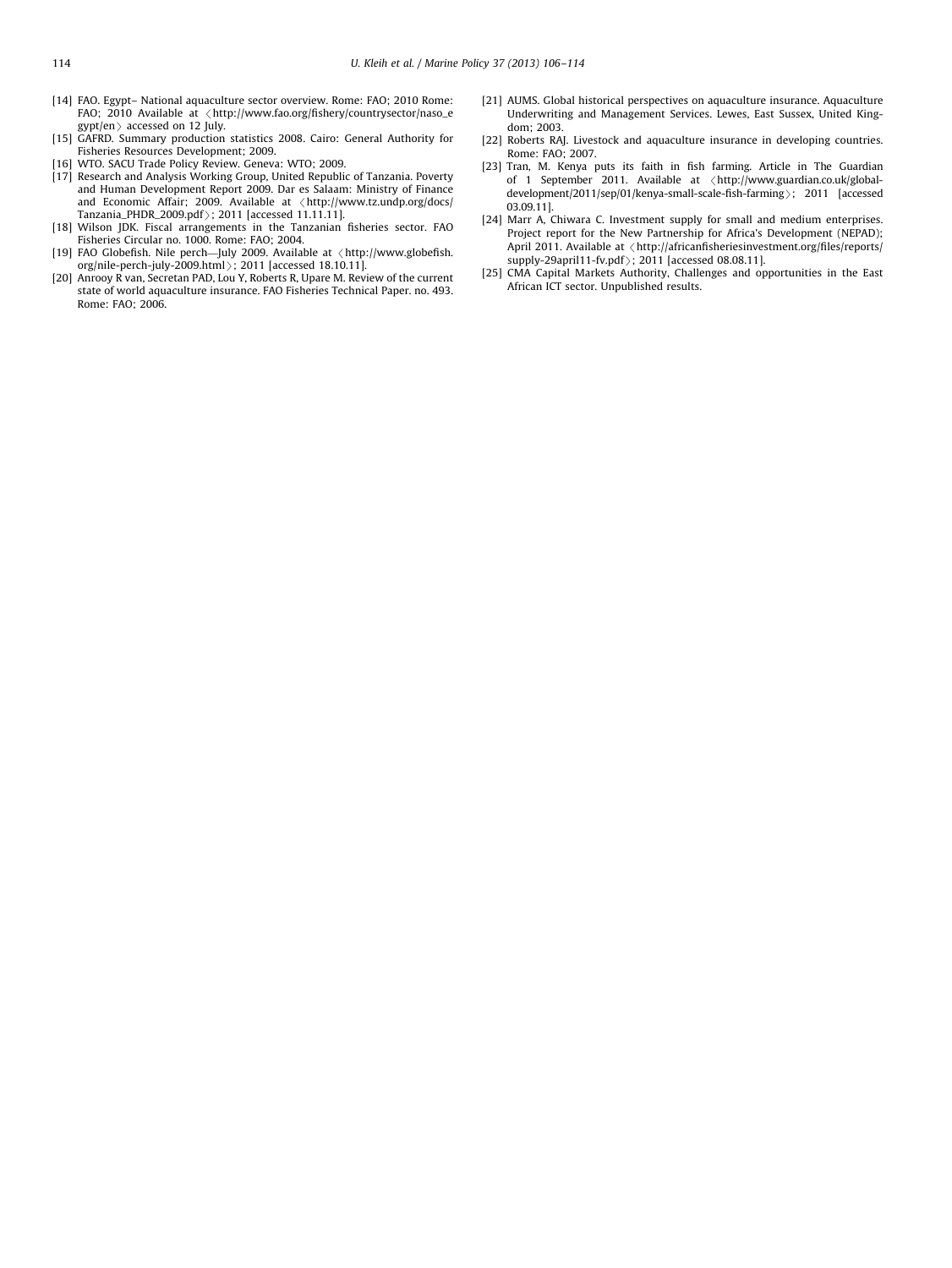[14] FAO. Egypt– National aquaculture sector overview. Rome: FAO; 2010 Rome: FAO; 2010 Available at 〈http://www.fao.org/fishery/countrysector/naso_egypt/en〉 accessed on 12 July.

[15] GAFRD. Summary production statistics 2008. Cairo: General Authority for Fisheries Resources Development; 2009.

[16] WTO. SACU Trade Policy Review. Geneva: WTO; 2009.

[17] Research and Analysis Working Group, United Republic of Tanzania. Poverty and Human Development Report 2009. Dar es Salaam: Ministry of Finance and Economic Affair; 2009. Available at 〈http://www.tz.undp.org/docs/Tanzania_PHDR_2009.pdf〉; 2011 [accessed 11.11.11].

[18] Wilson JDK. Fiscal arrangements in the Tanzanian fisheries sector. FAO Fisheries Circular no. 1000. Rome: FAO; 2004.

[19] FAO Globefish. Nile perch—July 2009. Available at 〈http://www.globefish.org/nile-perch-july-2009.html〉; 2011 [accessed 18.10.11].

[20] Anrooy R van, Secretan PAD, Lou Y, Roberts R, Upare M. Review of the current state of world aquaculture insurance. FAO Fisheries Technical Paper. no. 493. Rome: FAO; 2006.

[21] AUMS. Global historical perspectives on aquaculture insurance. Aquaculture Underwriting and Management Services. Lewes, East Sussex, United Kingdom; 2003.

[22] Roberts RAJ. Livestock and aquaculture insurance in developing countries. Rome: FAO; 2007.

[23] Tran, M. Kenya puts its faith in fish farming. Article in The Guardian of 1 September 2011. Available at 〈http://www.guardian.co.uk/global-development/2011/sep/01/kenya-small-scale-fish-farming〉; 2011 [accessed 03.09.11].

[24] Marr A, Chiwara C. Investment supply for small and medium enterprises. Project report for the New Partnership for Africa's Development (NEPAD); April 2011. Available at 〈http://africanfisheriesinvestment.org/files/reports/supply-29april11-fv.pdf〉; 2011 [accessed 08.08.11].

[25] CMA Capital Markets Authority, Challenges and opportunities in the East African ICT sector. Unpublished results.